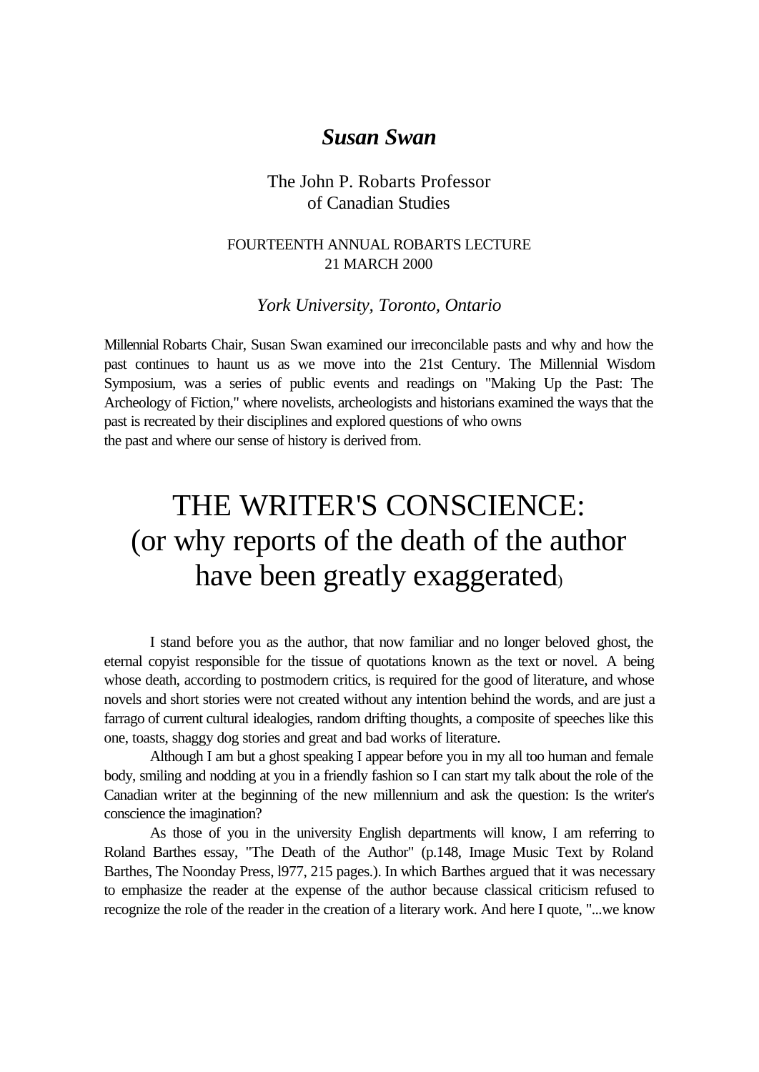## *Susan Swan*

The John P. Robarts Professor
of Canadian Studies

FOURTEENTH ANNUAL ROBARTS LECTURE
21 MARCH 2000

*York University, Toronto, Ontario*

Millennial Robarts Chair, Susan Swan examined our irreconcilable pasts and why and how the past continues to haunt us as we move into the 21st Century. The Millennial Wisdom Symposium, was a series of public events and readings on "Making Up the Past: The Archeology of Fiction," where novelists, archeologists and historians examined the ways that the past is recreated by their disciplines and explored questions of who owns the past and where our sense of history is derived from.

# THE WRITER'S CONSCIENCE: (or why reports of the death of the author have been greatly exaggerated)

I stand before you as the author, that now familiar and no longer beloved ghost, the eternal copyist responsible for the tissue of quotations known as the text or novel. A being whose death, according to postmodern critics, is required for the good of literature, and whose novels and short stories were not created without any intention behind the words, and are just a farrago of current cultural idealogies, random drifting thoughts, a composite of speeches like this one, toasts, shaggy dog stories and great and bad works of literature.

Although I am but a ghost speaking I appear before you in my all too human and female body, smiling and nodding at you in a friendly fashion so I can start my talk about the role of the Canadian writer at the beginning of the new millennium and ask the question: Is the writer's conscience the imagination?

As those of you in the university English departments will know, I am referring to Roland Barthes essay, "The Death of the Author" (p.148, Image Music Text by Roland Barthes, The Noonday Press, l977, 215 pages.). In which Barthes argued that it was necessary to emphasize the reader at the expense of the author because classical criticism refused to recognize the role of the reader in the creation of a literary work. And here I quote, "...we know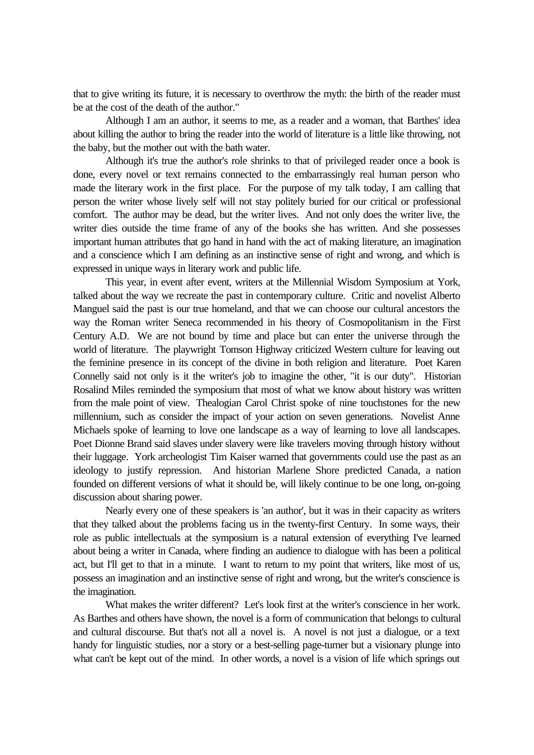that to give writing its future, it is necessary to overthrow the myth: the birth of the reader must be at the cost of the death of the author."

Although I am an author, it seems to me, as a reader and a woman, that Barthes' idea about killing the author to bring the reader into the world of literature is a little like throwing, not the baby, but the mother out with the bath water.

Although it's true the author's role shrinks to that of privileged reader once a book is done, every novel or text remains connected to the embarrassingly real human person who made the literary work in the first place. For the purpose of my talk today, I am calling that person the writer whose lively self will not stay politely buried for our critical or professional comfort. The author may be dead, but the writer lives. And not only does the writer live, the writer dies outside the time frame of any of the books she has written. And she possesses important human attributes that go hand in hand with the act of making literature, an imagination and a conscience which I am defining as an instinctive sense of right and wrong, and which is expressed in unique ways in literary work and public life.

This year, in event after event, writers at the Millennial Wisdom Symposium at York, talked about the way we recreate the past in contemporary culture. Critic and novelist Alberto Manguel said the past is our true homeland, and that we can choose our cultural ancestors the way the Roman writer Seneca recommended in his theory of Cosmopolitanism in the First Century A.D. We are not bound by time and place but can enter the universe through the world of literature. The playwright Tomson Highway criticized Western culture for leaving out the feminine presence in its concept of the divine in both religion and literature. Poet Karen Connelly said not only is it the writer's job to imagine the other, "it is our duty". Historian Rosalind Miles reminded the symposium that most of what we know about history was written from the male point of view. Thealogian Carol Christ spoke of nine touchstones for the new millennium, such as consider the impact of your action on seven generations. Novelist Anne Michaels spoke of learning to love one landscape as a way of learning to love all landscapes. Poet Dionne Brand said slaves under slavery were like travelers moving through history without their luggage. York archeologist Tim Kaiser warned that governments could use the past as an ideology to justify repression. And historian Marlene Shore predicted Canada, a nation founded on different versions of what it should be, will likely continue to be one long, on-going discussion about sharing power.

Nearly every one of these speakers is 'an author', but it was in their capacity as writers that they talked about the problems facing us in the twenty-first Century. In some ways, their role as public intellectuals at the symposium is a natural extension of everything I've learned about being a writer in Canada, where finding an audience to dialogue with has been a political act, but I'll get to that in a minute. I want to return to my point that writers, like most of us, possess an imagination and an instinctive sense of right and wrong, but the writer's conscience is the imagination.

What makes the writer different? Let's look first at the writer's conscience in her work. As Barthes and others have shown, the novel is a form of communication that belongs to cultural and cultural discourse. But that's not all a novel is. A novel is not just a dialogue, or a text handy for linguistic studies, nor a story or a best-selling page-turner but a visionary plunge into what can't be kept out of the mind. In other words, a novel is a vision of life which springs out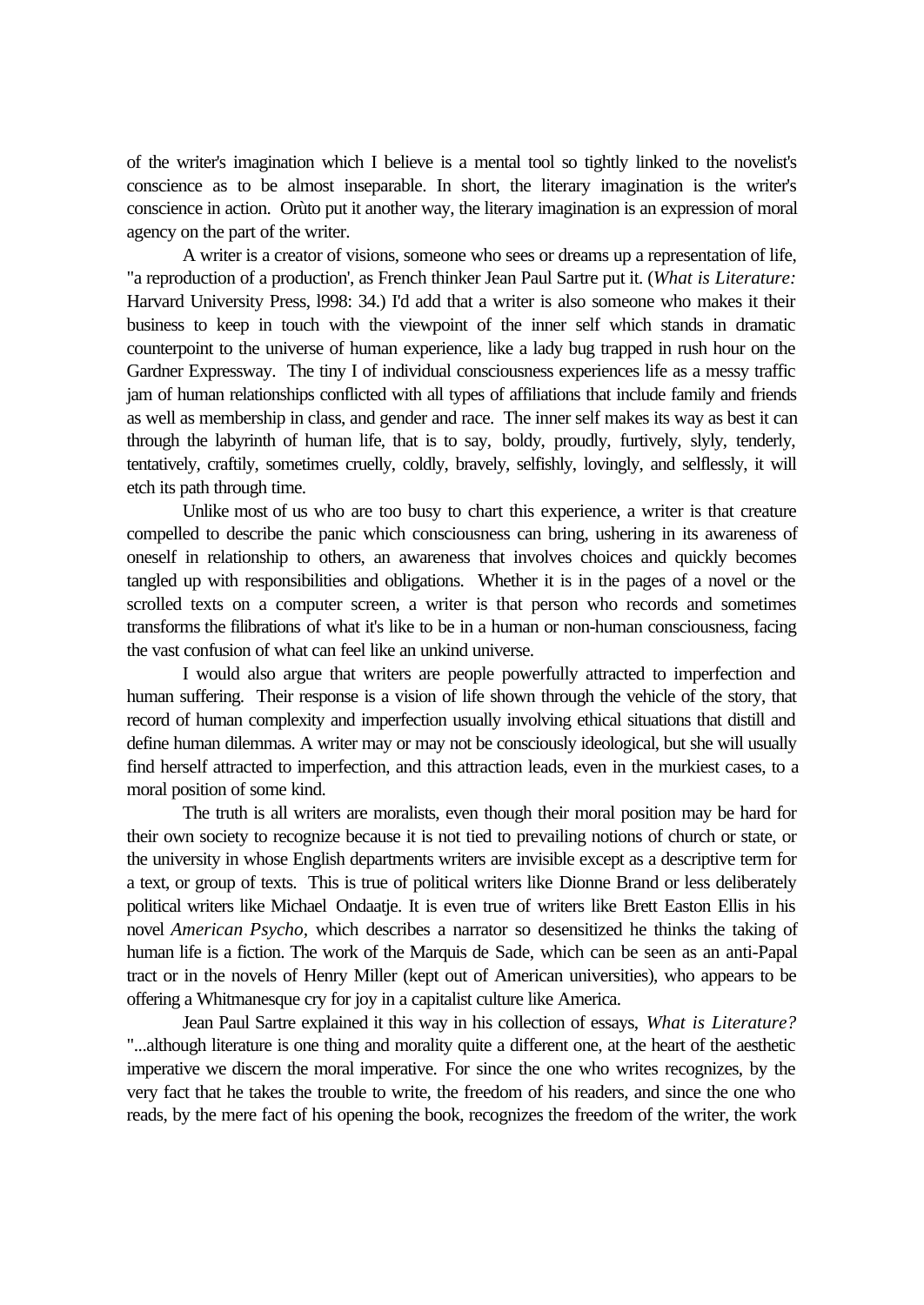of the writer's imagination which I believe is a mental tool so tightly linked to the novelist's conscience as to be almost inseparable. In short, the literary imagination is the writer's conscience in action. Orùto put it another way, the literary imagination is an expression of moral agency on the part of the writer.

A writer is a creator of visions, someone who sees or dreams up a representation of life, "a reproduction of a production', as French thinker Jean Paul Sartre put it. (*What is Literature:* Harvard University Press, l998: 34.) I'd add that a writer is also someone who makes it their business to keep in touch with the viewpoint of the inner self which stands in dramatic counterpoint to the universe of human experience, like a lady bug trapped in rush hour on the Gardner Expressway. The tiny I of individual consciousness experiences life as a messy traffic jam of human relationships conflicted with all types of affiliations that include family and friends as well as membership in class, and gender and race. The inner self makes its way as best it can through the labyrinth of human life, that is to say, boldy, proudly, furtively, slyly, tenderly, tentatively, craftily, sometimes cruelly, coldly, bravely, selfishly, lovingly, and selflessly, it will etch its path through time.

Unlike most of us who are too busy to chart this experience, a writer is that creature compelled to describe the panic which consciousness can bring, ushering in its awareness of oneself in relationship to others, an awareness that involves choices and quickly becomes tangled up with responsibilities and obligations. Whether it is in the pages of a novel or the scrolled texts on a computer screen, a writer is that person who records and sometimes transforms the filibrations of what it's like to be in a human or non-human consciousness, facing the vast confusion of what can feel like an unkind universe.

I would also argue that writers are people powerfully attracted to imperfection and human suffering. Their response is a vision of life shown through the vehicle of the story, that record of human complexity and imperfection usually involving ethical situations that distill and define human dilemmas. A writer may or may not be consciously ideological, but she will usually find herself attracted to imperfection, and this attraction leads, even in the murkiest cases, to a moral position of some kind.

The truth is all writers are moralists, even though their moral position may be hard for their own society to recognize because it is not tied to prevailing notions of church or state, or the university in whose English departments writers are invisible except as a descriptive term for a text, or group of texts. This is true of political writers like Dionne Brand or less deliberately political writers like Michael Ondaatje. It is even true of writers like Brett Easton Ellis in his novel *American Psycho*, which describes a narrator so desensitized he thinks the taking of human life is a fiction. The work of the Marquis de Sade, which can be seen as an anti-Papal tract or in the novels of Henry Miller (kept out of American universities), who appears to be offering a Whitmanesque cry for joy in a capitalist culture like America.

Jean Paul Sartre explained it this way in his collection of essays, *What is Literature?* "...although literature is one thing and morality quite a different one, at the heart of the aesthetic imperative we discern the moral imperative. For since the one who writes recognizes, by the very fact that he takes the trouble to write, the freedom of his readers, and since the one who reads, by the mere fact of his opening the book, recognizes the freedom of the writer, the work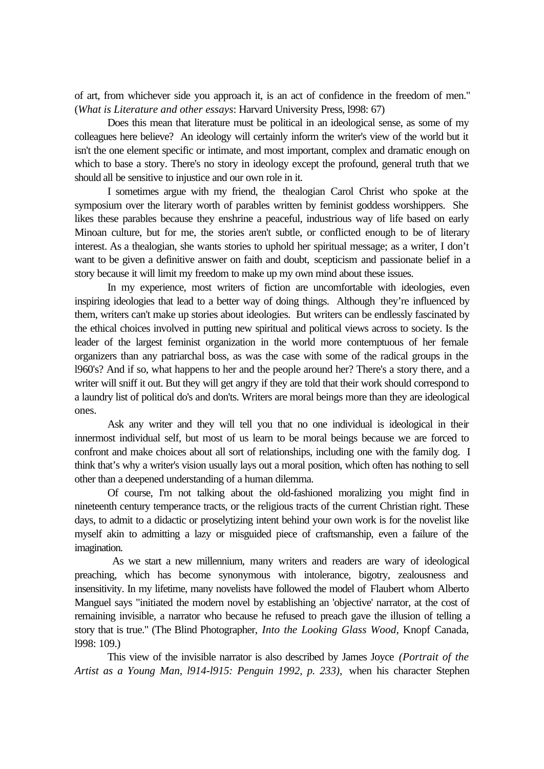of art, from whichever side you approach it, is an act of confidence in the freedom of men." (*What is Literature and other essays*: Harvard University Press, l998: 67)

Does this mean that literature must be political in an ideological sense, as some of my colleagues here believe? An ideology will certainly inform the writer's view of the world but it isn't the one element specific or intimate, and most important, complex and dramatic enough on which to base a story. There's no story in ideology except the profound, general truth that we should all be sensitive to injustice and our own role in it.

I sometimes argue with my friend, the thealogian Carol Christ who spoke at the symposium over the literary worth of parables written by feminist goddess worshippers. She likes these parables because they enshrine a peaceful, industrious way of life based on early Minoan culture, but for me, the stories aren't subtle, or conflicted enough to be of literary interest. As a thealogian, she wants stories to uphold her spiritual message; as a writer, I don't want to be given a definitive answer on faith and doubt, scepticism and passionate belief in a story because it will limit my freedom to make up my own mind about these issues.

In my experience, most writers of fiction are uncomfortable with ideologies, even inspiring ideologies that lead to a better way of doing things. Although they're influenced by them, writers can't make up stories about ideologies. But writers can be endlessly fascinated by the ethical choices involved in putting new spiritual and political views across to society. Is the leader of the largest feminist organization in the world more contemptuous of her female organizers than any patriarchal boss, as was the case with some of the radical groups in the l960's? And if so, what happens to her and the people around her? There's a story there, and a writer will sniff it out. But they will get angry if they are told that their work should correspond to a laundry list of political do's and don'ts. Writers are moral beings more than they are ideological ones.

Ask any writer and they will tell you that no one individual is ideological in their innermost individual self, but most of us learn to be moral beings because we are forced to confront and make choices about all sort of relationships, including one with the family dog. I think that's why a writer's vision usually lays out a moral position, which often has nothing to sell other than a deepened understanding of a human dilemma.

Of course, I'm not talking about the old-fashioned moralizing you might find in nineteenth century temperance tracts, or the religious tracts of the current Christian right. These days, to admit to a didactic or proselytizing intent behind your own work is for the novelist like myself akin to admitting a lazy or misguided piece of craftsmanship, even a failure of the imagination.

As we start a new millennium, many writers and readers are wary of ideological preaching, which has become synonymous with intolerance, bigotry, zealousness and insensitivity. In my lifetime, many novelists have followed the model of Flaubert whom Alberto Manguel says "initiated the modern novel by establishing an 'objective' narrator, at the cost of remaining invisible, a narrator who because he refused to preach gave the illusion of telling a story that is true." (The Blind Photographer, *Into the Looking Glass Wood*, Knopf Canada, l998: 109.)

This view of the invisible narrator is also described by James Joyce *(Portrait of the Artist as a Young Man, l914-l915: Penguin 1992, p. 233),* when his character Stephen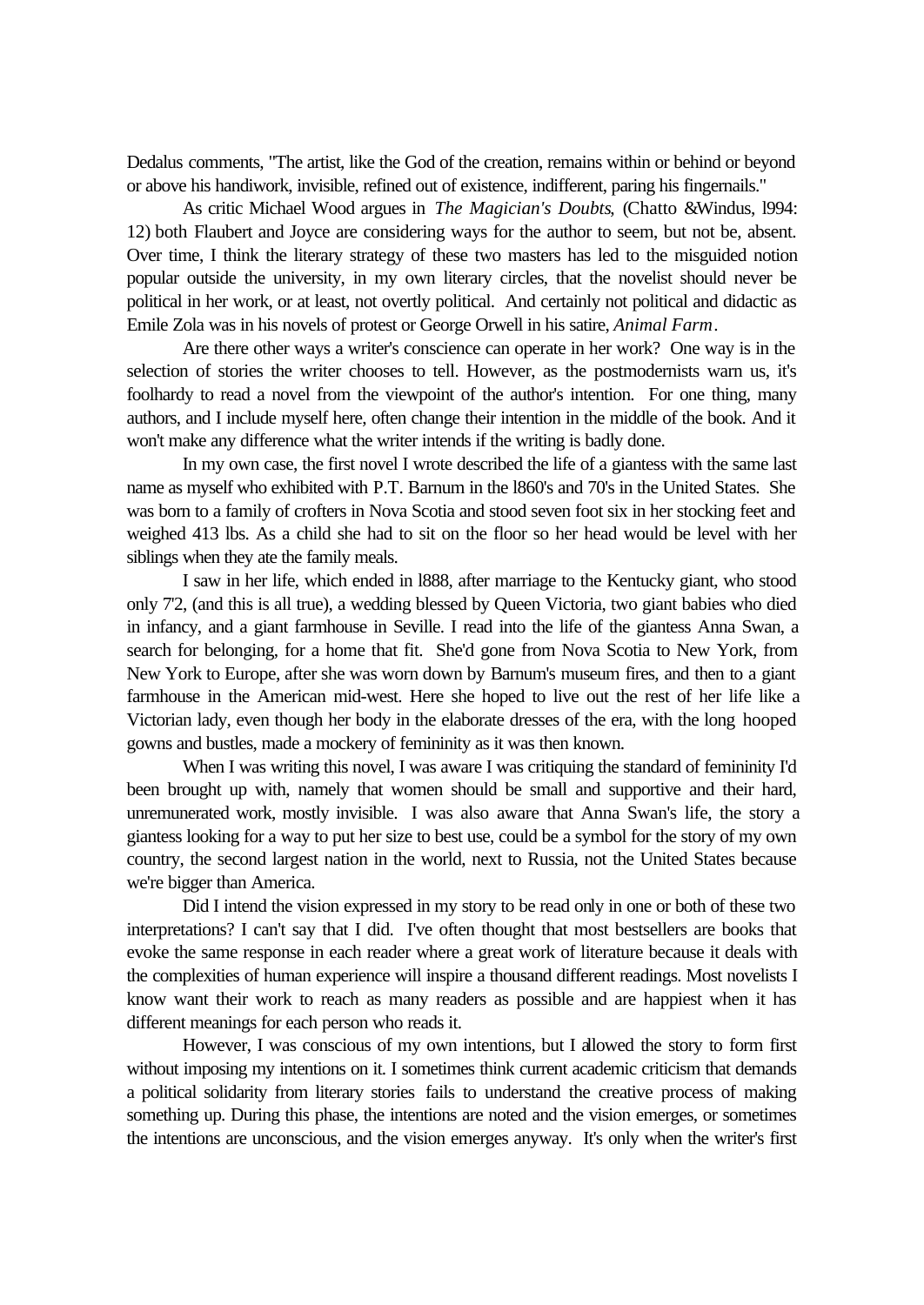Dedalus comments, "The artist, like the God of the creation, remains within or behind or beyond or above his handiwork, invisible, refined out of existence, indifferent, paring his fingernails."

As critic Michael Wood argues in *The Magician's Doubts*, (Chatto &Windus, l994: 12) both Flaubert and Joyce are considering ways for the author to seem, but not be, absent. Over time, I think the literary strategy of these two masters has led to the misguided notion popular outside the university, in my own literary circles, that the novelist should never be political in her work, or at least, not overtly political. And certainly not political and didactic as Emile Zola was in his novels of protest or George Orwell in his satire, *Animal Farm*.

Are there other ways a writer's conscience can operate in her work? One way is in the selection of stories the writer chooses to tell. However, as the postmodernists warn us, it's foolhardy to read a novel from the viewpoint of the author's intention. For one thing, many authors, and I include myself here, often change their intention in the middle of the book. And it won't make any difference what the writer intends if the writing is badly done.

In my own case, the first novel I wrote described the life of a giantess with the same last name as myself who exhibited with P.T. Barnum in the l860's and 70's in the United States. She was born to a family of crofters in Nova Scotia and stood seven foot six in her stocking feet and weighed 413 lbs. As a child she had to sit on the floor so her head would be level with her siblings when they ate the family meals.

I saw in her life, which ended in l888, after marriage to the Kentucky giant, who stood only 7'2, (and this is all true), a wedding blessed by Queen Victoria, two giant babies who died in infancy, and a giant farmhouse in Seville. I read into the life of the giantess Anna Swan, a search for belonging, for a home that fit. She'd gone from Nova Scotia to New York, from New York to Europe, after she was worn down by Barnum's museum fires, and then to a giant farmhouse in the American mid-west. Here she hoped to live out the rest of her life like a Victorian lady, even though her body in the elaborate dresses of the era, with the long hooped gowns and bustles, made a mockery of femininity as it was then known.

When I was writing this novel, I was aware I was critiquing the standard of femininity I'd been brought up with, namely that women should be small and supportive and their hard, unremunerated work, mostly invisible. I was also aware that Anna Swan's life, the story a giantess looking for a way to put her size to best use, could be a symbol for the story of my own country, the second largest nation in the world, next to Russia, not the United States because we're bigger than America.

Did I intend the vision expressed in my story to be read only in one or both of these two interpretations? I can't say that I did. I've often thought that most bestsellers are books that evoke the same response in each reader where a great work of literature because it deals with the complexities of human experience will inspire a thousand different readings. Most novelists I know want their work to reach as many readers as possible and are happiest when it has different meanings for each person who reads it.

However, I was conscious of my own intentions, but I allowed the story to form first without imposing my intentions on it. I sometimes think current academic criticism that demands a political solidarity from literary stories fails to understand the creative process of making something up. During this phase, the intentions are noted and the vision emerges, or sometimes the intentions are unconscious, and the vision emerges anyway. It's only when the writer's first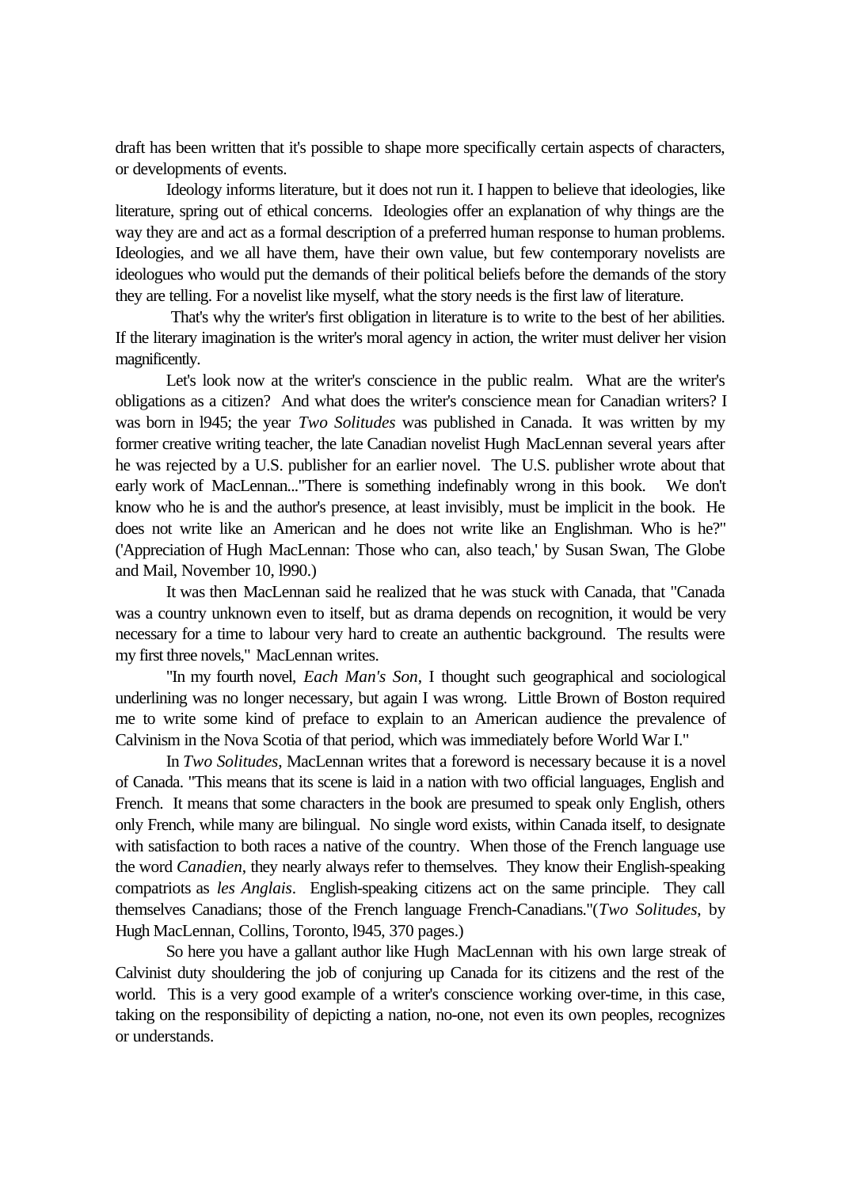draft has been written that it's possible to shape more specifically certain aspects of characters, or developments of events.

Ideology informs literature, but it does not run it. I happen to believe that ideologies, like literature, spring out of ethical concerns. Ideologies offer an explanation of why things are the way they are and act as a formal description of a preferred human response to human problems. Ideologies, and we all have them, have their own value, but few contemporary novelists are ideologues who would put the demands of their political beliefs before the demands of the story they are telling. For a novelist like myself, what the story needs is the first law of literature.

That's why the writer's first obligation in literature is to write to the best of her abilities. If the literary imagination is the writer's moral agency in action, the writer must deliver her vision magnificently.

Let's look now at the writer's conscience in the public realm. What are the writer's obligations as a citizen? And what does the writer's conscience mean for Canadian writers? I was born in l945; the year *Two Solitudes* was published in Canada. It was written by my former creative writing teacher, the late Canadian novelist Hugh MacLennan several years after he was rejected by a U.S. publisher for an earlier novel. The U.S. publisher wrote about that early work of MacLennan..."There is something indefinably wrong in this book. We don't know who he is and the author's presence, at least invisibly, must be implicit in the book. He does not write like an American and he does not write like an Englishman. Who is he?" ('Appreciation of Hugh MacLennan: Those who can, also teach,' by Susan Swan, The Globe and Mail, November 10, l990.)

It was then MacLennan said he realized that he was stuck with Canada, that "Canada was a country unknown even to itself, but as drama depends on recognition, it would be very necessary for a time to labour very hard to create an authentic background. The results were my first three novels," MacLennan writes.

"In my fourth novel, *Each Man's Son*, I thought such geographical and sociological underlining was no longer necessary, but again I was wrong. Little Brown of Boston required me to write some kind of preface to explain to an American audience the prevalence of Calvinism in the Nova Scotia of that period, which was immediately before World War I."

In *Two Solitudes*, MacLennan writes that a foreword is necessary because it is a novel of Canada. "This means that its scene is laid in a nation with two official languages, English and French. It means that some characters in the book are presumed to speak only English, others only French, while many are bilingual. No single word exists, within Canada itself, to designate with satisfaction to both races a native of the country. When those of the French language use the word *Canadien*, they nearly always refer to themselves. They know their English-speaking compatriots as *les Anglais*. English-speaking citizens act on the same principle. They call themselves Canadians; those of the French language French-Canadians."(*Two Solitudes*, by Hugh MacLennan, Collins, Toronto, l945, 370 pages.)

So here you have a gallant author like Hugh MacLennan with his own large streak of Calvinist duty shouldering the job of conjuring up Canada for its citizens and the rest of the world. This is a very good example of a writer's conscience working over-time, in this case, taking on the responsibility of depicting a nation, no-one, not even its own peoples, recognizes or understands.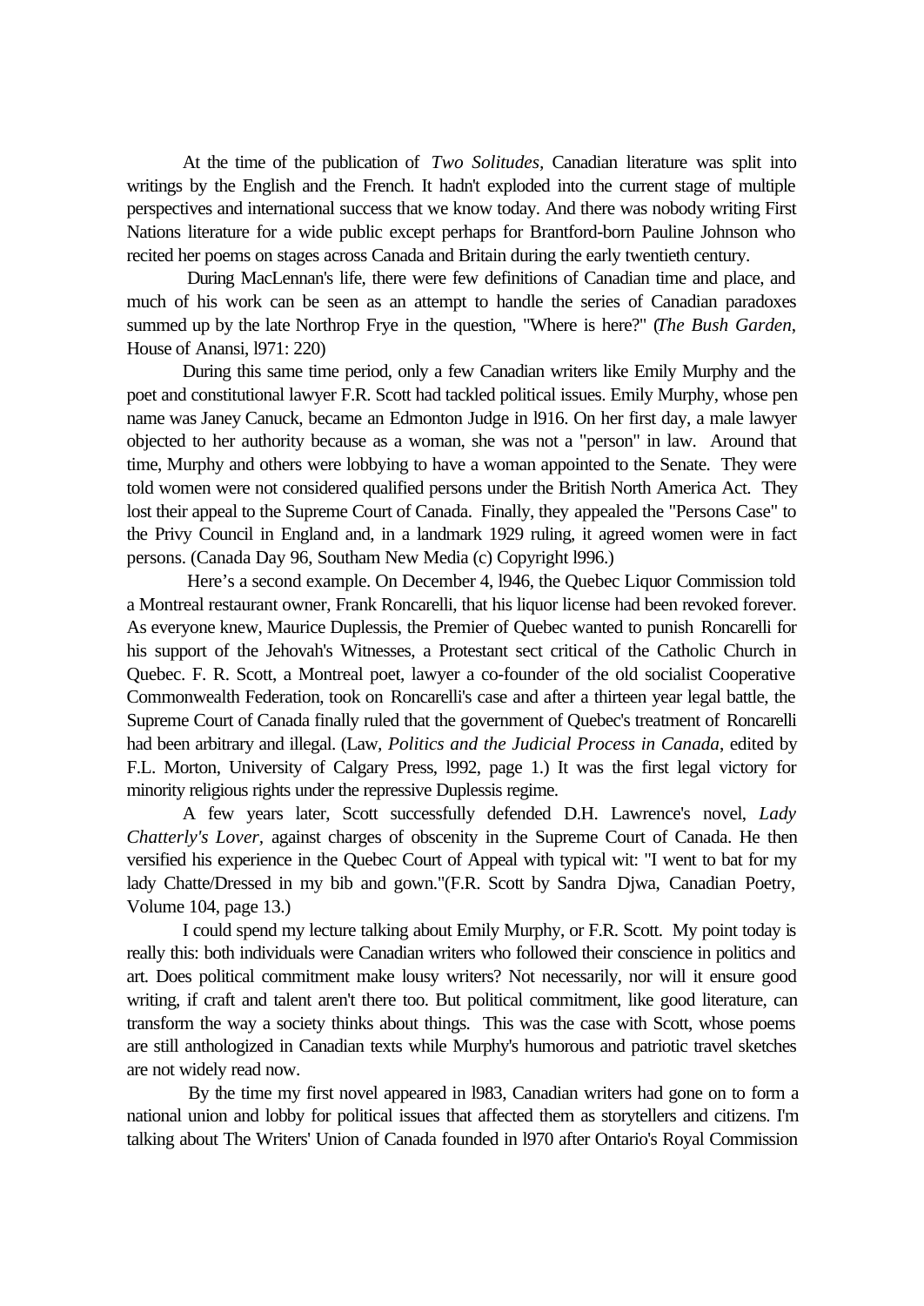At the time of the publication of *Two Solitudes*, Canadian literature was split into writings by the English and the French. It hadn't exploded into the current stage of multiple perspectives and international success that we know today. And there was nobody writing First Nations literature for a wide public except perhaps for Brantford-born Pauline Johnson who recited her poems on stages across Canada and Britain during the early twentieth century.

During MacLennan's life, there were few definitions of Canadian time and place, and much of his work can be seen as an attempt to handle the series of Canadian paradoxes summed up by the late Northrop Frye in the question, "Where is here?" (*The Bush Garden*, House of Anansi, l971: 220)

During this same time period, only a few Canadian writers like Emily Murphy and the poet and constitutional lawyer F.R. Scott had tackled political issues. Emily Murphy, whose pen name was Janey Canuck, became an Edmonton Judge in l916. On her first day, a male lawyer objected to her authority because as a woman, she was not a "person" in law. Around that time, Murphy and others were lobbying to have a woman appointed to the Senate. They were told women were not considered qualified persons under the British North America Act. They lost their appeal to the Supreme Court of Canada. Finally, they appealed the "Persons Case" to the Privy Council in England and, in a landmark 1929 ruling, it agreed women were in fact persons. (Canada Day 96, Southam New Media (c) Copyright l996.)

Here's a second example. On December 4, l946, the Quebec Liquor Commission told a Montreal restaurant owner, Frank Roncarelli, that his liquor license had been revoked forever. As everyone knew, Maurice Duplessis, the Premier of Quebec wanted to punish Roncarelli for his support of the Jehovah's Witnesses, a Protestant sect critical of the Catholic Church in Quebec. F. R. Scott, a Montreal poet, lawyer a co-founder of the old socialist Cooperative Commonwealth Federation, took on Roncarelli's case and after a thirteen year legal battle, the Supreme Court of Canada finally ruled that the government of Quebec's treatment of Roncarelli had been arbitrary and illegal. (Law, *Politics and the Judicial Process in Canada*, edited by F.L. Morton, University of Calgary Press, l992, page 1.) It was the first legal victory for minority religious rights under the repressive Duplessis regime.

A few years later, Scott successfully defended D.H. Lawrence's novel, *Lady Chatterly's Lover*, against charges of obscenity in the Supreme Court of Canada. He then versified his experience in the Quebec Court of Appeal with typical wit: "I went to bat for my lady Chatte/Dressed in my bib and gown."(F.R. Scott by Sandra Djwa, Canadian Poetry, Volume 104, page 13.)

I could spend my lecture talking about Emily Murphy, or F.R. Scott. My point today is really this: both individuals were Canadian writers who followed their conscience in politics and art. Does political commitment make lousy writers? Not necessarily, nor will it ensure good writing, if craft and talent aren't there too. But political commitment, like good literature, can transform the way a society thinks about things. This was the case with Scott, whose poems are still anthologized in Canadian texts while Murphy's humorous and patriotic travel sketches are not widely read now.

By the time my first novel appeared in l983, Canadian writers had gone on to form a national union and lobby for political issues that affected them as storytellers and citizens. I'm talking about The Writers' Union of Canada founded in l970 after Ontario's Royal Commission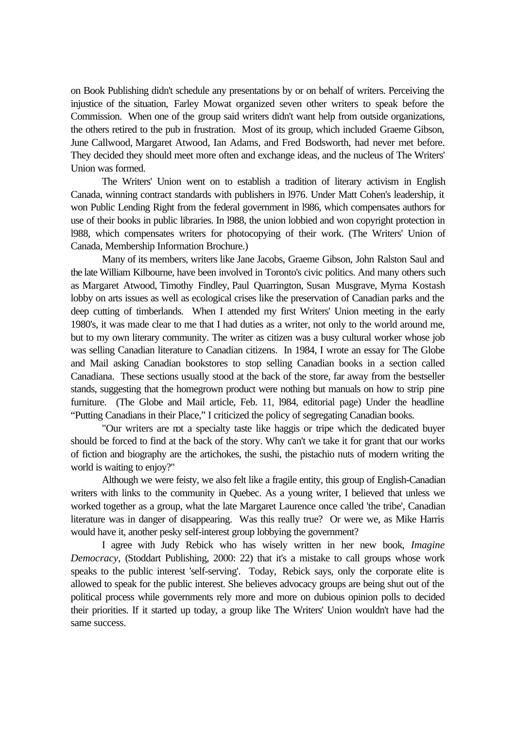on Book Publishing didn't schedule any presentations by or on behalf of writers. Perceiving the injustice of the situation, Farley Mowat organized seven other writers to speak before the Commission. When one of the group said writers didn't want help from outside organizations, the others retired to the pub in frustration. Most of its group, which included Graeme Gibson, June Callwood, Margaret Atwood, Ian Adams, and Fred Bodsworth, had never met before. They decided they should meet more often and exchange ideas, and the nucleus of The Writers' Union was formed.

The Writers' Union went on to establish a tradition of literary activism in English Canada, winning contract standards with publishers in l976. Under Matt Cohen's leadership, it won Public Lending Right from the federal government in l986, which compensates authors for use of their books in public libraries. In l988, the union lobbied and won copyright protection in l988, which compensates writers for photocopying of their work. (The Writers' Union of Canada, Membership Information Brochure.)

Many of its members, writers like Jane Jacobs, Graeme Gibson, John Ralston Saul and the late William Kilbourne, have been involved in Toronto's civic politics. And many others such as Margaret Atwood, Timothy Findley, Paul Quarrington, Susan Musgrave, Myrna Kostash lobby on arts issues as well as ecological crises like the preservation of Canadian parks and the deep cutting of timberlands. When I attended my first Writers' Union meeting in the early 1980's, it was made clear to me that I had duties as a writer, not only to the world around me, but to my own literary community. The writer as citizen was a busy cultural worker whose job was selling Canadian literature to Canadian citizens. In 1984, I wrote an essay for The Globe and Mail asking Canadian bookstores to stop selling Canadian books in a section called Canadiana. These sections usually stood at the back of the store, far away from the bestseller stands, suggesting that the homegrown product were nothing but manuals on how to strip pine furniture. (The Globe and Mail article, Feb. 11, l984, editorial page) Under the headline "Putting Canadians in their Place," I criticized the policy of segregating Canadian books.

"Our writers are not a specialty taste like haggis or tripe which the dedicated buyer should be forced to find at the back of the story. Why can't we take it for grant that our works of fiction and biography are the artichokes, the sushi, the pistachio nuts of modern writing the world is waiting to enjoy?"

Although we were feisty, we also felt like a fragile entity, this group of English-Canadian writers with links to the community in Quebec. As a young writer, I believed that unless we worked together as a group, what the late Margaret Laurence once called 'the tribe', Canadian literature was in danger of disappearing. Was this really true? Or were we, as Mike Harris would have it, another pesky self-interest group lobbying the government?

I agree with Judy Rebick who has wisely written in her new book, *Imagine Democracy*, (Stoddart Publishing, 2000: 22) that it's a mistake to call groups whose work speaks to the public interest 'self-serving'. Today, Rebick says, only the corporate elite is allowed to speak for the public interest. She believes advocacy groups are being shut out of the political process while governments rely more and more on dubious opinion polls to decided their priorities. If it started up today, a group like The Writers' Union wouldn't have had the same success.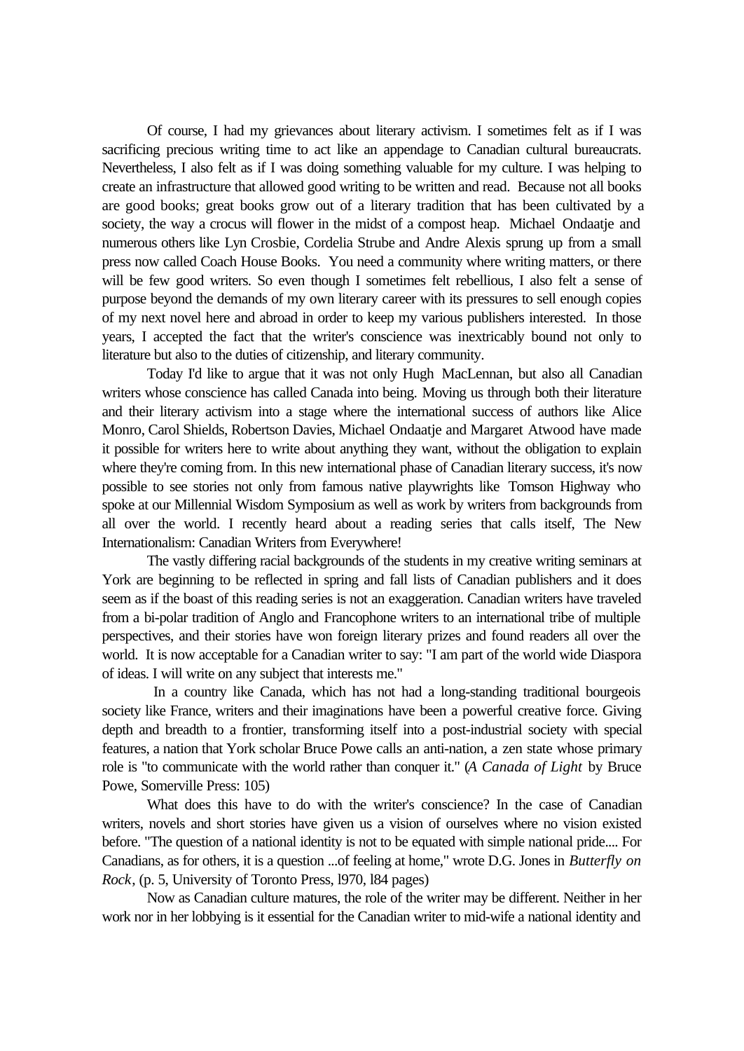Of course, I had my grievances about literary activism. I sometimes felt as if I was sacrificing precious writing time to act like an appendage to Canadian cultural bureaucrats. Nevertheless, I also felt as if I was doing something valuable for my culture. I was helping to create an infrastructure that allowed good writing to be written and read. Because not all books are good books; great books grow out of a literary tradition that has been cultivated by a society, the way a crocus will flower in the midst of a compost heap. Michael Ondaatje and numerous others like Lyn Crosbie, Cordelia Strube and Andre Alexis sprung up from a small press now called Coach House Books. You need a community where writing matters, or there will be few good writers. So even though I sometimes felt rebellious, I also felt a sense of purpose beyond the demands of my own literary career with its pressures to sell enough copies of my next novel here and abroad in order to keep my various publishers interested. In those years, I accepted the fact that the writer's conscience was inextricably bound not only to literature but also to the duties of citizenship, and literary community.

Today I'd like to argue that it was not only Hugh MacLennan, but also all Canadian writers whose conscience has called Canada into being. Moving us through both their literature and their literary activism into a stage where the international success of authors like Alice Monro, Carol Shields, Robertson Davies, Michael Ondaatje and Margaret Atwood have made it possible for writers here to write about anything they want, without the obligation to explain where they're coming from. In this new international phase of Canadian literary success, it's now possible to see stories not only from famous native playwrights like Tomson Highway who spoke at our Millennial Wisdom Symposium as well as work by writers from backgrounds from all over the world. I recently heard about a reading series that calls itself, The New Internationalism: Canadian Writers from Everywhere!

The vastly differing racial backgrounds of the students in my creative writing seminars at York are beginning to be reflected in spring and fall lists of Canadian publishers and it does seem as if the boast of this reading series is not an exaggeration. Canadian writers have traveled from a bi-polar tradition of Anglo and Francophone writers to an international tribe of multiple perspectives, and their stories have won foreign literary prizes and found readers all over the world. It is now acceptable for a Canadian writer to say: "I am part of the world wide Diaspora of ideas. I will write on any subject that interests me."

In a country like Canada, which has not had a long-standing traditional bourgeois society like France, writers and their imaginations have been a powerful creative force. Giving depth and breadth to a frontier, transforming itself into a post-industrial society with special features, a nation that York scholar Bruce Powe calls an anti-nation, a zen state whose primary role is "to communicate with the world rather than conquer it." (*A Canada of Light* by Bruce Powe, Somerville Press: 105)

What does this have to do with the writer's conscience? In the case of Canadian writers, novels and short stories have given us a vision of ourselves where no vision existed before. "The question of a national identity is not to be equated with simple national pride.... For Canadians, as for others, it is a question ...of feeling at home," wrote D.G. Jones in *Butterfly on Rock*, (p. 5, University of Toronto Press, l970, l84 pages)

Now as Canadian culture matures, the role of the writer may be different. Neither in her work nor in her lobbying is it essential for the Canadian writer to mid-wife a national identity and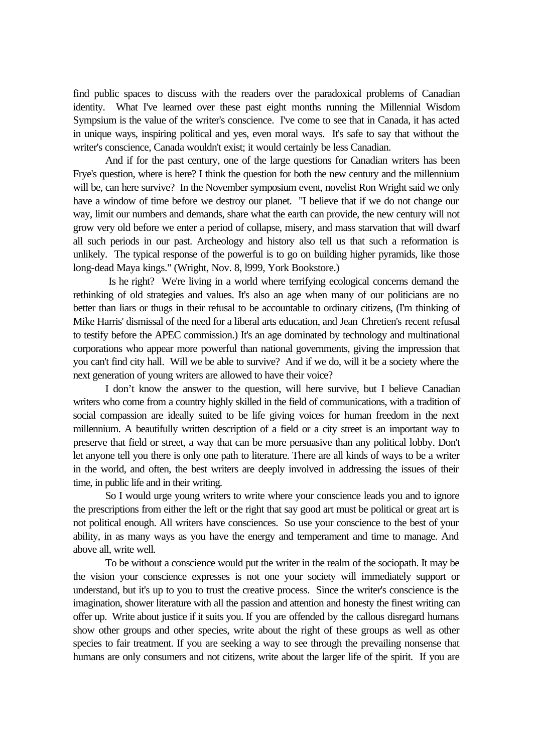find public spaces to discuss with the readers over the paradoxical problems of Canadian identity. What I've learned over these past eight months running the Millennial Wisdom Sympsium is the value of the writer's conscience. I've come to see that in Canada, it has acted in unique ways, inspiring political and yes, even moral ways. It's safe to say that without the writer's conscience, Canada wouldn't exist; it would certainly be less Canadian.

And if for the past century, one of the large questions for Canadian writers has been Frye's question, where is here? I think the question for both the new century and the millennium will be, can here survive? In the November symposium event, novelist Ron Wright said we only have a window of time before we destroy our planet. "I believe that if we do not change our way, limit our numbers and demands, share what the earth can provide, the new century will not grow very old before we enter a period of collapse, misery, and mass starvation that will dwarf all such periods in our past. Archeology and history also tell us that such a reformation is unlikely. The typical response of the powerful is to go on building higher pyramids, like those long-dead Maya kings." (Wright, Nov. 8, l999, York Bookstore.)

Is he right? We're living in a world where terrifying ecological concerns demand the rethinking of old strategies and values. It's also an age when many of our politicians are no better than liars or thugs in their refusal to be accountable to ordinary citizens, (I'm thinking of Mike Harris' dismissal of the need for a liberal arts education, and Jean Chretien's recent refusal to testify before the APEC commission.) It's an age dominated by technology and multinational corporations who appear more powerful than national governments, giving the impression that you can't find city hall. Will we be able to survive? And if we do, will it be a society where the next generation of young writers are allowed to have their voice?

I don't know the answer to the question, will here survive, but I believe Canadian writers who come from a country highly skilled in the field of communications, with a tradition of social compassion are ideally suited to be life giving voices for human freedom in the next millennium. A beautifully written description of a field or a city street is an important way to preserve that field or street, a way that can be more persuasive than any political lobby. Don't let anyone tell you there is only one path to literature. There are all kinds of ways to be a writer in the world, and often, the best writers are deeply involved in addressing the issues of their time, in public life and in their writing.

So I would urge young writers to write where your conscience leads you and to ignore the prescriptions from either the left or the right that say good art must be political or great art is not political enough. All writers have consciences. So use your conscience to the best of your ability, in as many ways as you have the energy and temperament and time to manage. And above all, write well.

To be without a conscience would put the writer in the realm of the sociopath. It may be the vision your conscience expresses is not one your society will immediately support or understand, but it's up to you to trust the creative process. Since the writer's conscience is the imagination, shower literature with all the passion and attention and honesty the finest writing can offer up. Write about justice if it suits you. If you are offended by the callous disregard humans show other groups and other species, write about the right of these groups as well as other species to fair treatment. If you are seeking a way to see through the prevailing nonsense that humans are only consumers and not citizens, write about the larger life of the spirit. If you are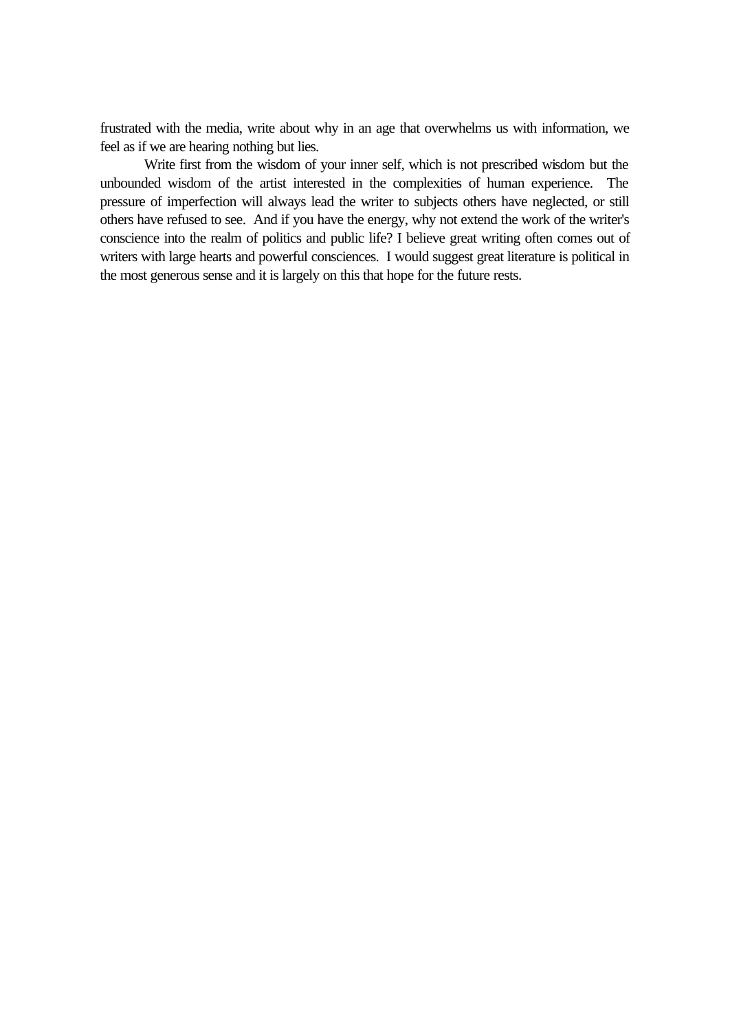frustrated with the media, write about why in an age that overwhelms us with information, we feel as if we are hearing nothing but lies.

Write first from the wisdom of your inner self, which is not prescribed wisdom but the unbounded wisdom of the artist interested in the complexities of human experience. The pressure of imperfection will always lead the writer to subjects others have neglected, or still others have refused to see. And if you have the energy, why not extend the work of the writer's conscience into the realm of politics and public life? I believe great writing often comes out of writers with large hearts and powerful consciences. I would suggest great literature is political in the most generous sense and it is largely on this that hope for the future rests.